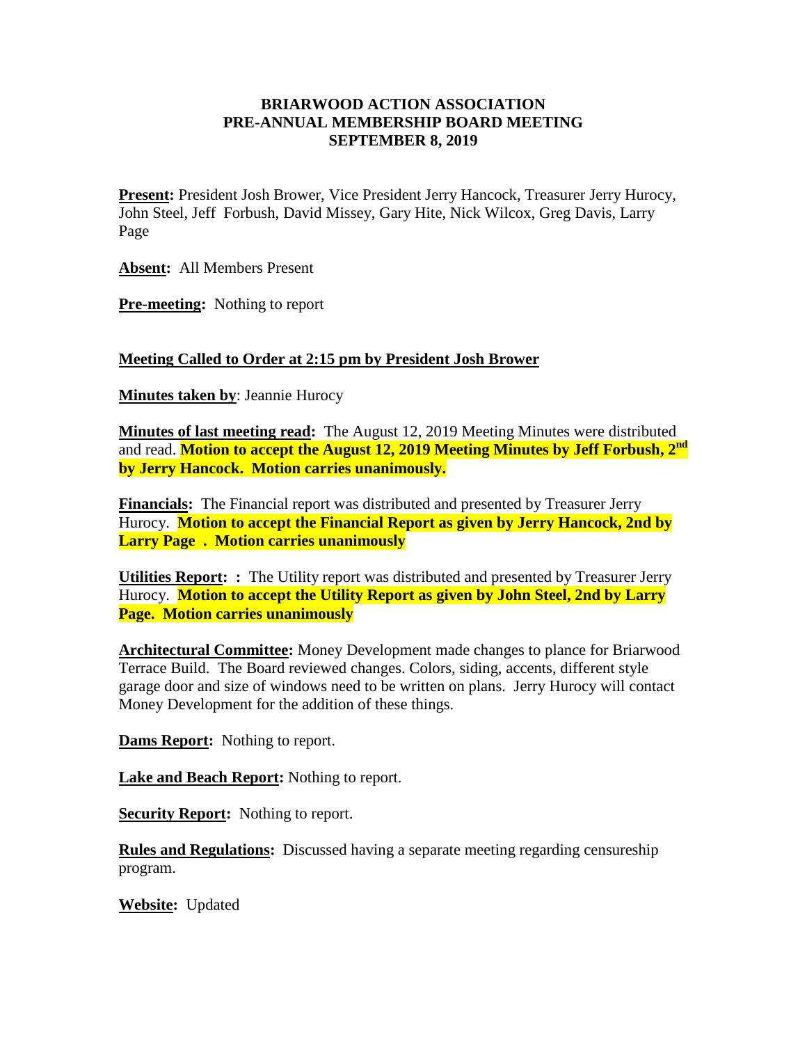**BRIARWOOD ACTION ASSOCIATION**
**PRE-ANNUAL MEMBERSHIP BOARD MEETING**
**SEPTEMBER 8, 2019**

**Present:** President Josh Brower, Vice President Jerry Hancock, Treasurer Jerry Hurocy, John Steel, Jeff Forbush, David Missey, Gary Hite, Nick Wilcox, Greg Davis, Larry Page

**Absent:** All Members Present

**Pre-meeting:** Nothing to report

**Meeting Called to Order at 2:15 pm by President Josh Brower**

**Minutes taken by**: Jeannie Hurocy

**Minutes of last meeting read:** The August 12, 2019 Meeting Minutes were distributed and read. **Motion to accept the August 12, 2019 Meeting Minutes by Jeff Forbush, 2nd by Jerry Hancock. Motion carries unanimously.**

**Financials:** The Financial report was distributed and presented by Treasurer Jerry Hurocy. **Motion to accept the Financial Report as given by Jerry Hancock, 2nd by Larry Page . Motion carries unanimously**

**Utilities Report: :** The Utility report was distributed and presented by Treasurer Jerry Hurocy. **Motion to accept the Utility Report as given by John Steel, 2nd by Larry Page. Motion carries unanimously**

**Architectural Committee:** Money Development made changes to plance for Briarwood Terrace Build. The Board reviewed changes. Colors, siding, accents, different style garage door and size of windows need to be written on plans. Jerry Hurocy will contact Money Development for the addition of these things.

**Dams Report:** Nothing to report.

**Lake and Beach Report:** Nothing to report.

**Security Report:** Nothing to report.

**Rules and Regulations:** Discussed having a separate meeting regarding censureship program.

**Website:** Updated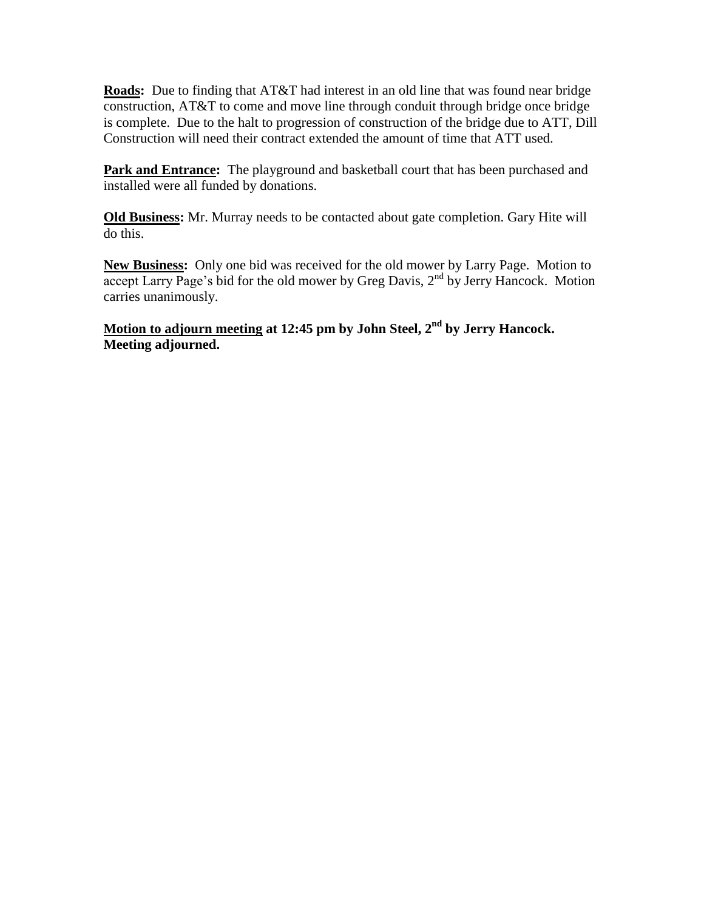**Roads:** Due to finding that AT&T had interest in an old line that was found near bridge construction, AT&T to come and move line through conduit through bridge once bridge is complete. Due to the halt to progression of construction of the bridge due to ATT, Dill Construction will need their contract extended the amount of time that ATT used.

**Park and Entrance:** The playground and basketball court that has been purchased and installed were all funded by donations.

**Old Business:** Mr. Murray needs to be contacted about gate completion. Gary Hite will do this.

**New Business:** Only one bid was received for the old mower by Larry Page. Motion to accept Larry Page's bid for the old mower by Greg Davis, 2nd by Jerry Hancock. Motion carries unanimously.

**Motion to adjourn meeting at 12:45 pm by John Steel, 2nd by Jerry Hancock. Meeting adjourned.**